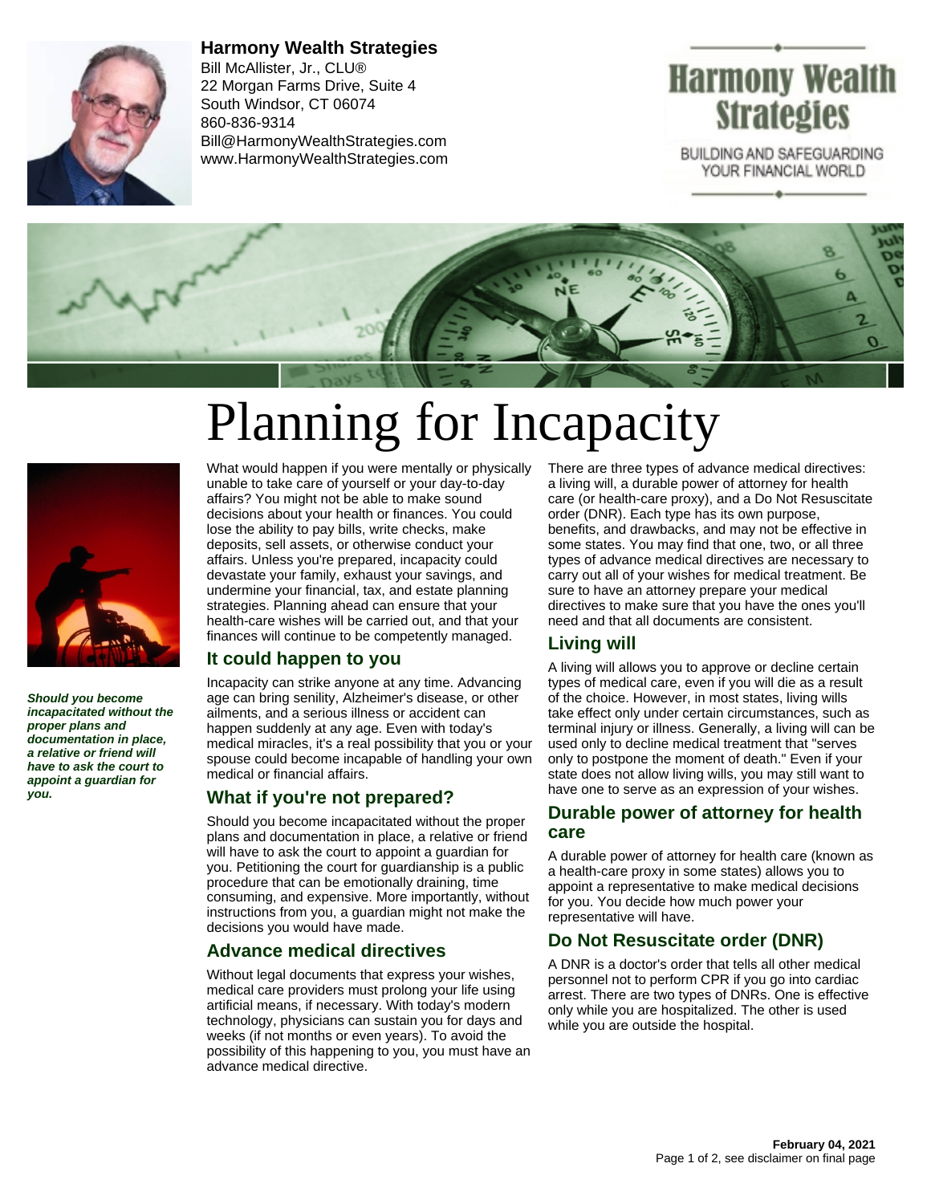**Harmony Wealth Strategies**
Bill McAllister, Jr., CLU®
22 Morgan Farms Drive, Suite 4
South Windsor, CT 06074
860-836-9314
Bill@HarmonyWealthStrategies.com
www.HarmonyWealthStrategies.com

Harmony Wealth Strategies

BUILDING AND SAFEGUARDING YOUR FINANCIAL WORLD

# Planning for Incapacity

*Should you become incapacitated without the proper plans and documentation in place, a relative or friend will have to ask the court to appoint a guardian for you.*

What would happen if you were mentally or physically unable to take care of yourself or your day-to-day affairs? You might not be able to make sound decisions about your health or finances. You could lose the ability to pay bills, write checks, make deposits, sell assets, or otherwise conduct your affairs. Unless you're prepared, incapacity could devastate your family, exhaust your savings, and undermine your financial, tax, and estate planning strategies. Planning ahead can ensure that your health-care wishes will be carried out, and that your finances will continue to be competently managed.

## It could happen to you

Incapacity can strike anyone at any time. Advancing age can bring senility, Alzheimer's disease, or other ailments, and a serious illness or accident can happen suddenly at any age. Even with today's medical miracles, it's a real possibility that you or your spouse could become incapable of handling your own medical or financial affairs.

## What if you're not prepared?

Should you become incapacitated without the proper plans and documentation in place, a relative or friend will have to ask the court to appoint a guardian for you. Petitioning the court for guardianship is a public procedure that can be emotionally draining, time consuming, and expensive. More importantly, without instructions from you, a guardian might not make the decisions you would have made.

## Advance medical directives

Without legal documents that express your wishes, medical care providers must prolong your life using artificial means, if necessary. With today's modern technology, physicians can sustain you for days and weeks (if not months or even years). To avoid the possibility of this happening to you, you must have an advance medical directive.

There are three types of advance medical directives: a living will, a durable power of attorney for health care (or health-care proxy), and a Do Not Resuscitate order (DNR). Each type has its own purpose, benefits, and drawbacks, and may not be effective in some states. You may find that one, two, or all three types of advance medical directives are necessary to carry out all of your wishes for medical treatment. Be sure to have an attorney prepare your medical directives to make sure that you have the ones you'll need and that all documents are consistent.

## Living will

A living will allows you to approve or decline certain types of medical care, even if you will die as a result of the choice. However, in most states, living wills take effect only under certain circumstances, such as terminal injury or illness. Generally, a living will can be used only to decline medical treatment that "serves only to postpone the moment of death." Even if your state does not allow living wills, you may still want to have one to serve as an expression of your wishes.

## Durable power of attorney for health care

A durable power of attorney for health care (known as a health-care proxy in some states) allows you to appoint a representative to make medical decisions for you. You decide how much power your representative will have.

## Do Not Resuscitate order (DNR)

A DNR is a doctor's order that tells all other medical personnel not to perform CPR if you go into cardiac arrest. There are two types of DNRs. One is effective only while you are hospitalized. The other is used while you are outside the hospital.

February 04, 2021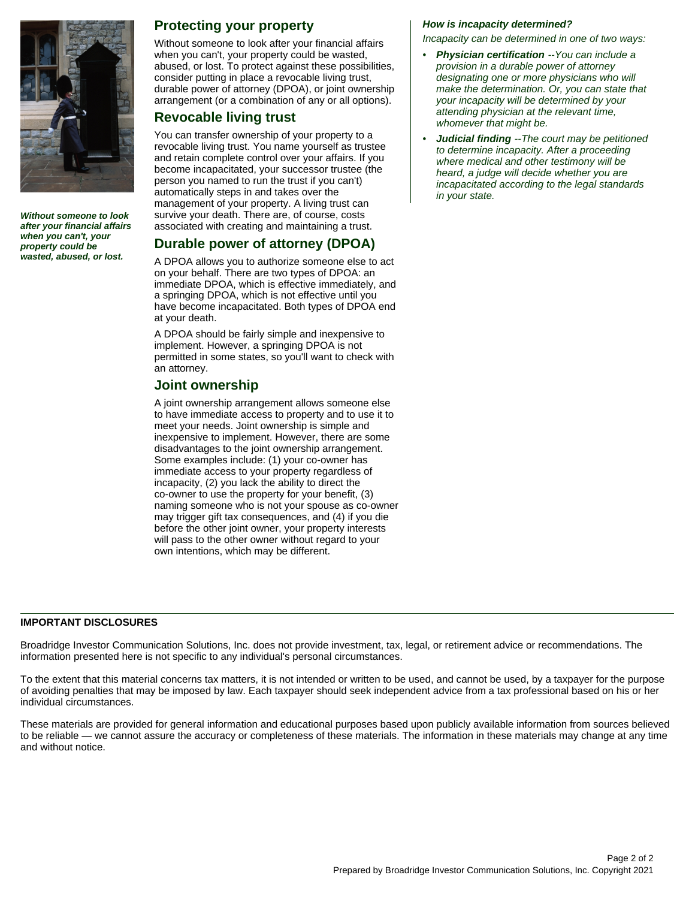***Without someone to look after your financial affairs when you can't, your property could be wasted, abused, or lost.***

## Protecting your property

Without someone to look after your financial affairs when you can't, your property could be wasted, abused, or lost. To protect against these possibilities, consider putting in place a revocable living trust, durable power of attorney (DPOA), or joint ownership arrangement (or a combination of any or all options).

## Revocable living trust

You can transfer ownership of your property to a revocable living trust. You name yourself as trustee and retain complete control over your affairs. If you become incapacitated, your successor trustee (the person you named to run the trust if you can't) automatically steps in and takes over the management of your property. A living trust can survive your death. There are, of course, costs associated with creating and maintaining a trust.

## Durable power of attorney (DPOA)

A DPOA allows you to authorize someone else to act on your behalf. There are two types of DPOA: an immediate DPOA, which is effective immediately, and a springing DPOA, which is not effective until you have become incapacitated. Both types of DPOA end at your death.

A DPOA should be fairly simple and inexpensive to implement. However, a springing DPOA is not permitted in some states, so you'll want to check with an attorney.

## Joint ownership

A joint ownership arrangement allows someone else to have immediate access to property and to use it to meet your needs. Joint ownership is simple and inexpensive to implement. However, there are some disadvantages to the joint ownership arrangement. Some examples include: (1) your co-owner has immediate access to your property regardless of incapacity, (2) you lack the ability to direct the co-owner to use the property for your benefit, (3) naming someone who is not your spouse as co-owner may trigger gift tax consequences, and (4) if you die before the other joint owner, your property interests will pass to the other owner without regard to your own intentions, which may be different.

***How is incapacity determined?***

*Incapacity can be determined in one of two ways:*

- ***Physician certification*** *--You can include a provision in a durable power of attorney designating one or more physicians who will make the determination. Or, you can state that your incapacity will be determined by your attending physician at the relevant time, whomever that might be.*
- ***Judicial finding*** *--The court may be petitioned to determine incapacity. After a proceeding where medical and other testimony will be heard, a judge will decide whether you are incapacitated according to the legal standards in your state.*

**IMPORTANT DISCLOSURES**

Broadridge Investor Communication Solutions, Inc. does not provide investment, tax, legal, or retirement advice or recommendations. The information presented here is not specific to any individual's personal circumstances.

To the extent that this material concerns tax matters, it is not intended or written to be used, and cannot be used, by a taxpayer for the purpose of avoiding penalties that may be imposed by law. Each taxpayer should seek independent advice from a tax professional based on his or her individual circumstances.

These materials are provided for general information and educational purposes based upon publicly available information from sources believed to be reliable — we cannot assure the accuracy or completeness of these materials. The information in these materials may change at any time and without notice.

Prepared by Broadridge Investor Communication Solutions, Inc. Copyright 2021